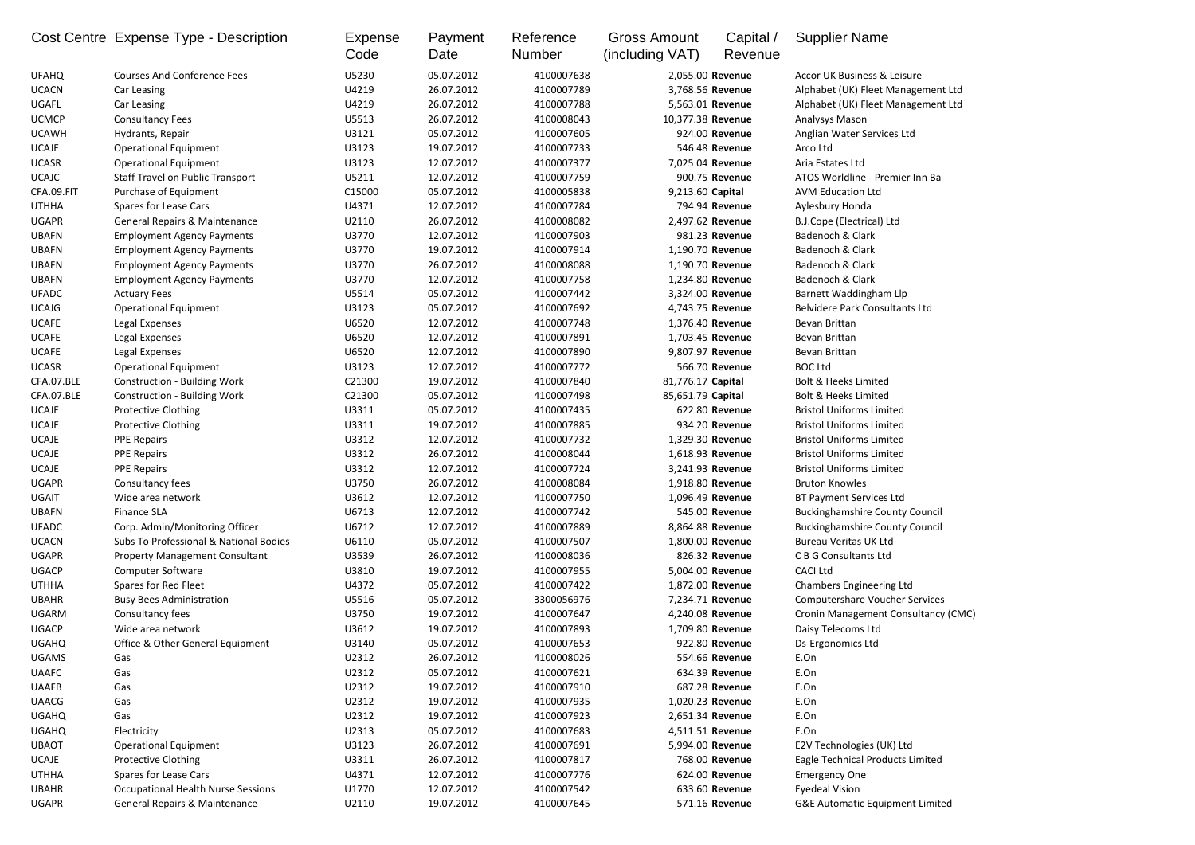| Cost Centre | Expense Type - Description | Expense Code | Payment Date | Reference Number | Gross Amount (including VAT) | Capital / Revenue | Supplier Name |
|---|---|---|---|---|---|---|---|
| UFAHQ | Courses And Conference Fees | U5230 | 05.07.2012 | 4100007638 | 2,055.00 | Revenue | Accor UK Business & Leisure |
| UCACN | Car Leasing | U4219 | 26.07.2012 | 4100007789 | 3,768.56 | Revenue | Alphabet (UK) Fleet Management Ltd |
| UGAFL | Car Leasing | U4219 | 26.07.2012 | 4100007788 | 5,563.01 | Revenue | Alphabet (UK) Fleet Management Ltd |
| UCMCP | Consultancy Fees | U5513 | 26.07.2012 | 4100008043 | 10,377.38 | Revenue | Analysys Mason |
| UCAWH | Hydrants, Repair | U3121 | 05.07.2012 | 4100007605 | 924.00 | Revenue | Anglian Water Services Ltd |
| UCAJE | Operational Equipment | U3123 | 19.07.2012 | 4100007733 | 546.48 | Revenue | Arco Ltd |
| UCASR | Operational Equipment | U3123 | 12.07.2012 | 4100007377 | 7,025.04 | Revenue | Aria Estates Ltd |
| UCAJC | Staff Travel on Public Transport | U5211 | 12.07.2012 | 4100007759 | 900.75 | Revenue | ATOS Worldline - Premier Inn Ba |
| CFA.09.FIT | Purchase of Equipment | C15000 | 05.07.2012 | 4100005838 | 9,213.60 | Capital | AVM Education Ltd |
| UTHHA | Spares for Lease Cars | U4371 | 12.07.2012 | 4100007784 | 794.94 | Revenue | Aylesbury Honda |
| UGAPR | General Repairs & Maintenance | U2110 | 26.07.2012 | 4100008082 | 2,497.62 | Revenue | B.J.Cope (Electrical) Ltd |
| UBAFN | Employment Agency Payments | U3770 | 12.07.2012 | 4100007903 | 981.23 | Revenue | Badenoch & Clark |
| UBAFN | Employment Agency Payments | U3770 | 19.07.2012 | 4100007914 | 1,190.70 | Revenue | Badenoch & Clark |
| UBAFN | Employment Agency Payments | U3770 | 26.07.2012 | 4100008088 | 1,190.70 | Revenue | Badenoch & Clark |
| UBAFN | Employment Agency Payments | U3770 | 12.07.2012 | 4100007758 | 1,234.80 | Revenue | Badenoch & Clark |
| UFADC | Actuary Fees | U5514 | 05.07.2012 | 4100007442 | 3,324.00 | Revenue | Barnett Waddingham Llp |
| UCAJG | Operational Equipment | U3123 | 05.07.2012 | 4100007692 | 4,743.75 | Revenue | Belvidere Park Consultants Ltd |
| UCAFE | Legal Expenses | U6520 | 12.07.2012 | 4100007748 | 1,376.40 | Revenue | Bevan Brittan |
| UCAFE | Legal Expenses | U6520 | 12.07.2012 | 4100007891 | 1,703.45 | Revenue | Bevan Brittan |
| UCAFE | Legal Expenses | U6520 | 12.07.2012 | 4100007890 | 9,807.97 | Revenue | Bevan Brittan |
| UCASR | Operational Equipment | U3123 | 12.07.2012 | 4100007772 | 566.70 | Revenue | BOC Ltd |
| CFA.07.BLE | Construction - Building Work | C21300 | 19.07.2012 | 4100007840 | 81,776.17 | Capital | Bolt & Heeks Limited |
| CFA.07.BLE | Construction - Building Work | C21300 | 05.07.2012 | 4100007498 | 85,651.79 | Capital | Bolt & Heeks Limited |
| UCAJE | Protective Clothing | U3311 | 05.07.2012 | 4100007435 | 622.80 | Revenue | Bristol Uniforms Limited |
| UCAJE | Protective Clothing | U3311 | 19.07.2012 | 4100007885 | 934.20 | Revenue | Bristol Uniforms Limited |
| UCAJE | PPE Repairs | U3312 | 12.07.2012 | 4100007732 | 1,329.30 | Revenue | Bristol Uniforms Limited |
| UCAJE | PPE Repairs | U3312 | 26.07.2012 | 4100008044 | 1,618.93 | Revenue | Bristol Uniforms Limited |
| UCAJE | PPE Repairs | U3312 | 12.07.2012 | 4100007724 | 3,241.93 | Revenue | Bristol Uniforms Limited |
| UGAPR | Consultancy fees | U3750 | 26.07.2012 | 4100008084 | 1,918.80 | Revenue | Bruton Knowles |
| UGAIT | Wide area network | U3612 | 12.07.2012 | 4100007750 | 1,096.49 | Revenue | BT Payment Services Ltd |
| UBAFN | Finance SLA | U6713 | 12.07.2012 | 4100007742 | 545.00 | Revenue | Buckinghamshire County Council |
| UFADC | Corp. Admin/Monitoring Officer | U6712 | 12.07.2012 | 4100007889 | 8,864.88 | Revenue | Buckinghamshire County Council |
| UCACN | Subs To Professional & National Bodies | U6110 | 05.07.2012 | 4100007507 | 1,800.00 | Revenue | Bureau Veritas UK Ltd |
| UGAPR | Property Management Consultant | U3539 | 26.07.2012 | 4100008036 | 826.32 | Revenue | C B G Consultants Ltd |
| UGACP | Computer Software | U3810 | 19.07.2012 | 4100007955 | 5,004.00 | Revenue | CACI Ltd |
| UTHHA | Spares for Red Fleet | U4372 | 05.07.2012 | 4100007422 | 1,872.00 | Revenue | Chambers Engineering Ltd |
| UBAHR | Busy Bees Administration | U5516 | 05.07.2012 | 3300056976 | 7,234.71 | Revenue | Computershare Voucher Services |
| UGARM | Consultancy fees | U3750 | 19.07.2012 | 4100007647 | 4,240.08 | Revenue | Cronin Management Consultancy (CMC) |
| UGACP | Wide area network | U3612 | 19.07.2012 | 4100007893 | 1,709.80 | Revenue | Daisy Telecoms Ltd |
| UGAHQ | Office & Other General Equipment | U3140 | 05.07.2012 | 4100007653 | 922.80 | Revenue | Ds-Ergonomics Ltd |
| UGAMS | Gas | U2312 | 26.07.2012 | 4100008026 | 554.66 | Revenue | E.On |
| UAAFC | Gas | U2312 | 05.07.2012 | 4100007621 | 634.39 | Revenue | E.On |
| UAAFB | Gas | U2312 | 19.07.2012 | 4100007910 | 687.28 | Revenue | E.On |
| UAACG | Gas | U2312 | 19.07.2012 | 4100007935 | 1,020.23 | Revenue | E.On |
| UGAHQ | Gas | U2312 | 19.07.2012 | 4100007923 | 2,651.34 | Revenue | E.On |
| UGAHQ | Electricity | U2313 | 05.07.2012 | 4100007683 | 4,511.51 | Revenue | E.On |
| UBAOT | Operational Equipment | U3123 | 26.07.2012 | 4100007691 | 5,994.00 | Revenue | E2V Technologies (UK) Ltd |
| UCAJE | Protective Clothing | U3311 | 26.07.2012 | 4100007817 | 768.00 | Revenue | Eagle Technical Products Limited |
| UTHHA | Spares for Lease Cars | U4371 | 12.07.2012 | 4100007776 | 624.00 | Revenue | Emergency One |
| UBAHR | Occupational Health Nurse Sessions | U1770 | 12.07.2012 | 4100007542 | 633.60 | Revenue | Eyedeal Vision |
| UGAPR | General Repairs & Maintenance | U2110 | 19.07.2012 | 4100007645 | 571.16 | Revenue | G&E Automatic Equipment Limited |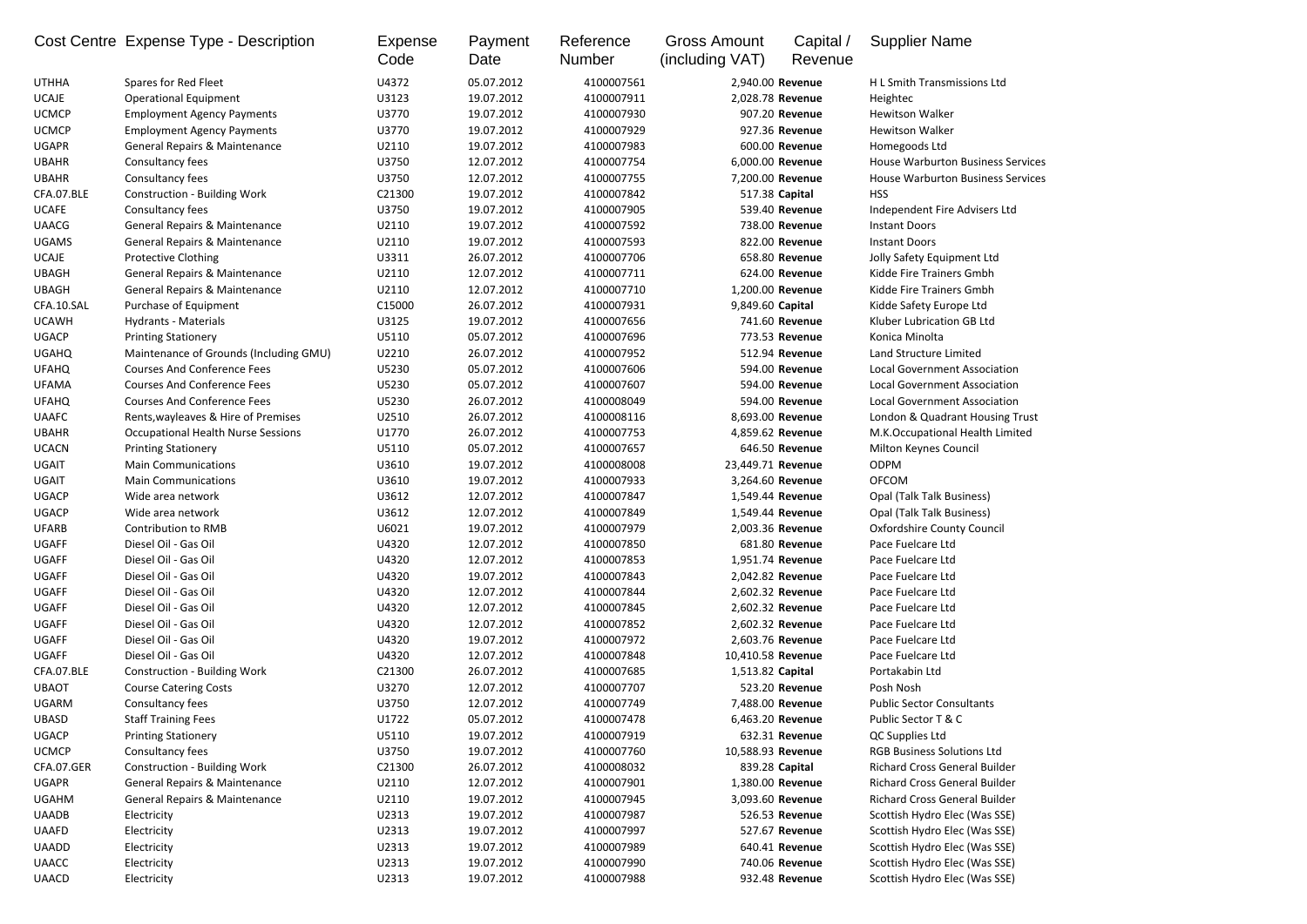| Cost Centre | Expense Type - Description | Expense Code | Payment Date | Reference Number | Gross Amount (including VAT) | Capital / Revenue | Supplier Name |
|---|---|---|---|---|---|---|---|
| UTHHA | Spares for Red Fleet | U4372 | 05.07.2012 | 4100007561 | 2,940.00 | **Revenue** | H L Smith Transmissions Ltd |
| UCAJE | Operational Equipment | U3123 | 19.07.2012 | 4100007911 | 2,028.78 | **Revenue** | Heightec |
| UCMCP | Employment Agency Payments | U3770 | 19.07.2012 | 4100007930 | 907.20 | **Revenue** | Hewitson Walker |
| UCMCP | Employment Agency Payments | U3770 | 19.07.2012 | 4100007929 | 927.36 | **Revenue** | Hewitson Walker |
| UGAPR | General Repairs & Maintenance | U2110 | 19.07.2012 | 4100007983 | 600.00 | **Revenue** | Homegoods Ltd |
| UBAHR | Consultancy fees | U3750 | 12.07.2012 | 4100007754 | 6,000.00 | **Revenue** | House Warburton Business Services |
| UBAHR | Consultancy fees | U3750 | 12.07.2012 | 4100007755 | 7,200.00 | **Revenue** | House Warburton Business Services |
| CFA.07.BLE | Construction - Building Work | C21300 | 19.07.2012 | 4100007842 | 517.38 | **Capital** | HSS |
| UCAFE | Consultancy fees | U3750 | 19.07.2012 | 4100007905 | 539.40 | **Revenue** | Independent Fire Advisers Ltd |
| UAACG | General Repairs & Maintenance | U2110 | 19.07.2012 | 4100007592 | 738.00 | **Revenue** | Instant Doors |
| UGAMS | General Repairs & Maintenance | U2110 | 19.07.2012 | 4100007593 | 822.00 | **Revenue** | Instant Doors |
| UCAJE | Protective Clothing | U3311 | 26.07.2012 | 4100007706 | 658.80 | **Revenue** | Jolly Safety Equipment Ltd |
| UBAGH | General Repairs & Maintenance | U2110 | 12.07.2012 | 4100007711 | 624.00 | **Revenue** | Kidde Fire Trainers Gmbh |
| UBAGH | General Repairs & Maintenance | U2110 | 12.07.2012 | 4100007710 | 1,200.00 | **Revenue** | Kidde Fire Trainers Gmbh |
| CFA.10.SAL | Purchase of Equipment | C15000 | 26.07.2012 | 4100007931 | 9,849.60 | **Capital** | Kidde Safety Europe Ltd |
| UCAWH | Hydrants - Materials | U3125 | 19.07.2012 | 4100007656 | 741.60 | **Revenue** | Kluber Lubrication GB Ltd |
| UGACP | Printing Stationery | U5110 | 05.07.2012 | 4100007696 | 773.53 | **Revenue** | Konica Minolta |
| UGAHQ | Maintenance of Grounds (Including GMU) | U2210 | 26.07.2012 | 4100007952 | 512.94 | **Revenue** | Land Structure Limited |
| UFAHQ | Courses And Conference Fees | U5230 | 05.07.2012 | 4100007606 | 594.00 | **Revenue** | Local Government Association |
| UFAMA | Courses And Conference Fees | U5230 | 05.07.2012 | 4100007607 | 594.00 | **Revenue** | Local Government Association |
| UFAHQ | Courses And Conference Fees | U5230 | 26.07.2012 | 4100008049 | 594.00 | **Revenue** | Local Government Association |
| UAAFC | Rents,wayleaves & Hire of Premises | U2510 | 26.07.2012 | 4100008116 | 8,693.00 | **Revenue** | London & Quadrant Housing Trust |
| UBAHR | Occupational Health Nurse Sessions | U1770 | 26.07.2012 | 4100007753 | 4,859.62 | **Revenue** | M.K.Occupational Health Limited |
| UCACN | Printing Stationery | U5110 | 05.07.2012 | 4100007657 | 646.50 | **Revenue** | Milton Keynes Council |
| UGAIT | Main Communications | U3610 | 19.07.2012 | 4100008008 | 23,449.71 | **Revenue** | ODPM |
| UGAIT | Main Communications | U3610 | 19.07.2012 | 4100007933 | 3,264.60 | **Revenue** | OFCOM |
| UGACP | Wide area network | U3612 | 12.07.2012 | 4100007847 | 1,549.44 | **Revenue** | Opal (Talk Talk Business) |
| UGACP | Wide area network | U3612 | 12.07.2012 | 4100007849 | 1,549.44 | **Revenue** | Opal (Talk Talk Business) |
| UFARB | Contribution to RMB | U6021 | 19.07.2012 | 4100007979 | 2,003.36 | **Revenue** | Oxfordshire County Council |
| UGAFF | Diesel Oil - Gas Oil | U4320 | 12.07.2012 | 4100007850 | 681.80 | **Revenue** | Pace Fuelcare Ltd |
| UGAFF | Diesel Oil - Gas Oil | U4320 | 12.07.2012 | 4100007853 | 1,951.74 | **Revenue** | Pace Fuelcare Ltd |
| UGAFF | Diesel Oil - Gas Oil | U4320 | 19.07.2012 | 4100007843 | 2,042.82 | **Revenue** | Pace Fuelcare Ltd |
| UGAFF | Diesel Oil - Gas Oil | U4320 | 12.07.2012 | 4100007844 | 2,602.32 | **Revenue** | Pace Fuelcare Ltd |
| UGAFF | Diesel Oil - Gas Oil | U4320 | 12.07.2012 | 4100007845 | 2,602.32 | **Revenue** | Pace Fuelcare Ltd |
| UGAFF | Diesel Oil - Gas Oil | U4320 | 12.07.2012 | 4100007852 | 2,602.32 | **Revenue** | Pace Fuelcare Ltd |
| UGAFF | Diesel Oil - Gas Oil | U4320 | 19.07.2012 | 4100007972 | 2,603.76 | **Revenue** | Pace Fuelcare Ltd |
| UGAFF | Diesel Oil - Gas Oil | U4320 | 12.07.2012 | 4100007848 | 10,410.58 | **Revenue** | Pace Fuelcare Ltd |
| CFA.07.BLE | Construction - Building Work | C21300 | 26.07.2012 | 4100007685 | 1,513.82 | **Capital** | Portakabin Ltd |
| UBAOT | Course Catering Costs | U3270 | 12.07.2012 | 4100007707 | 523.20 | **Revenue** | Posh Nosh |
| UGARM | Consultancy fees | U3750 | 12.07.2012 | 4100007749 | 7,488.00 | **Revenue** | Public Sector Consultants |
| UBASD | Staff Training Fees | U1722 | 05.07.2012 | 4100007478 | 6,463.20 | **Revenue** | Public Sector T & C |
| UGACP | Printing Stationery | U5110 | 19.07.2012 | 4100007919 | 632.31 | **Revenue** | QC Supplies Ltd |
| UCMCP | Consultancy fees | U3750 | 19.07.2012 | 4100007760 | 10,588.93 | **Revenue** | RGB Business Solutions Ltd |
| CFA.07.GER | Construction - Building Work | C21300 | 26.07.2012 | 4100008032 | 839.28 | **Capital** | Richard Cross General Builder |
| UGAPR | General Repairs & Maintenance | U2110 | 12.07.2012 | 4100007901 | 1,380.00 | **Revenue** | Richard Cross General Builder |
| UGAHM | General Repairs & Maintenance | U2110 | 19.07.2012 | 4100007945 | 3,093.60 | **Revenue** | Richard Cross General Builder |
| UAADB | Electricity | U2313 | 19.07.2012 | 4100007987 | 526.53 | **Revenue** | Scottish Hydro Elec (Was SSE) |
| UAAFD | Electricity | U2313 | 19.07.2012 | 4100007997 | 527.67 | **Revenue** | Scottish Hydro Elec (Was SSE) |
| UAADD | Electricity | U2313 | 19.07.2012 | 4100007989 | 640.41 | **Revenue** | Scottish Hydro Elec (Was SSE) |
| UAACC | Electricity | U2313 | 19.07.2012 | 4100007990 | 740.06 | **Revenue** | Scottish Hydro Elec (Was SSE) |
| UAACD | Electricity | U2313 | 19.07.2012 | 4100007988 | 932.48 | **Revenue** | Scottish Hydro Elec (Was SSE) |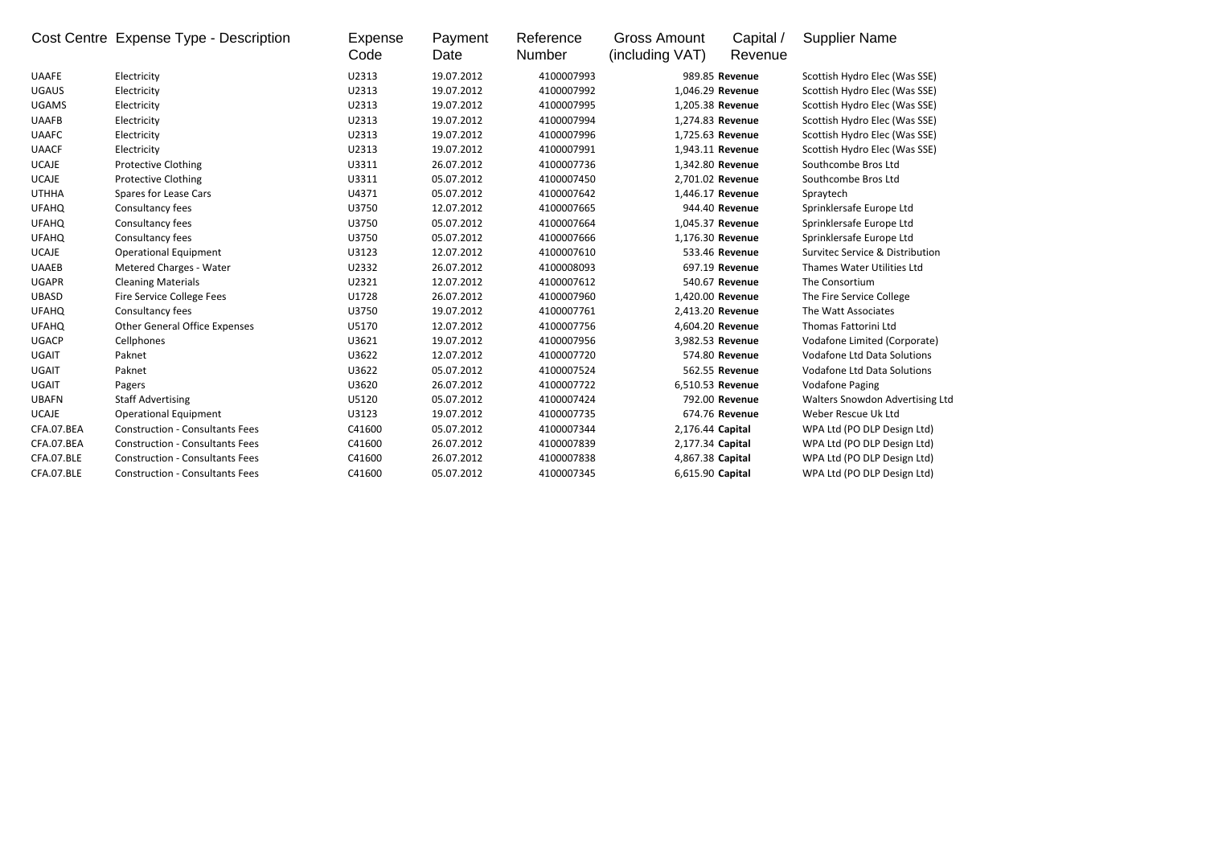| Cost Centre | Expense Type - Description | Expense Code | Payment Date | Reference Number | Gross Amount (including VAT) | Capital / Revenue | Supplier Name |
|---|---|---|---|---|---|---|---|
| UAAFE | Electricity | U2313 | 19.07.2012 | 4100007993 | 989.85 | **Revenue** | Scottish Hydro Elec (Was SSE) |
| UGAUS | Electricity | U2313 | 19.07.2012 | 4100007992 | 1,046.29 | **Revenue** | Scottish Hydro Elec (Was SSE) |
| UGAMS | Electricity | U2313 | 19.07.2012 | 4100007995 | 1,205.38 | **Revenue** | Scottish Hydro Elec (Was SSE) |
| UAAFB | Electricity | U2313 | 19.07.2012 | 4100007994 | 1,274.83 | **Revenue** | Scottish Hydro Elec (Was SSE) |
| UAAFC | Electricity | U2313 | 19.07.2012 | 4100007996 | 1,725.63 | **Revenue** | Scottish Hydro Elec (Was SSE) |
| UAACF | Electricity | U2313 | 19.07.2012 | 4100007991 | 1,943.11 | **Revenue** | Scottish Hydro Elec (Was SSE) |
| UCAJE | Protective Clothing | U3311 | 26.07.2012 | 4100007736 | 1,342.80 | **Revenue** | Southcombe Bros Ltd |
| UCAJE | Protective Clothing | U3311 | 05.07.2012 | 4100007450 | 2,701.02 | **Revenue** | Southcombe Bros Ltd |
| UTHHA | Spares for Lease Cars | U4371 | 05.07.2012 | 4100007642 | 1,446.17 | **Revenue** | Spraytech |
| UFAHQ | Consultancy fees | U3750 | 12.07.2012 | 4100007665 | 944.40 | **Revenue** | Sprinklersafe Europe Ltd |
| UFAHQ | Consultancy fees | U3750 | 05.07.2012 | 4100007664 | 1,045.37 | **Revenue** | Sprinklersafe Europe Ltd |
| UFAHQ | Consultancy fees | U3750 | 05.07.2012 | 4100007666 | 1,176.30 | **Revenue** | Sprinklersafe Europe Ltd |
| UCAJE | Operational Equipment | U3123 | 12.07.2012 | 4100007610 | 533.46 | **Revenue** | Survitec Service & Distribution |
| UAAEB | Metered Charges - Water | U2332 | 26.07.2012 | 4100008093 | 697.19 | **Revenue** | Thames Water Utilities Ltd |
| UGAPR | Cleaning Materials | U2321 | 12.07.2012 | 4100007612 | 540.67 | **Revenue** | The Consortium |
| UBASD | Fire Service College Fees | U1728 | 26.07.2012 | 4100007960 | 1,420.00 | **Revenue** | The Fire Service College |
| UFAHQ | Consultancy fees | U3750 | 19.07.2012 | 4100007761 | 2,413.20 | **Revenue** | The Watt Associates |
| UFAHQ | Other General Office Expenses | U5170 | 12.07.2012 | 4100007756 | 4,604.20 | **Revenue** | Thomas Fattorini Ltd |
| UGACP | Cellphones | U3621 | 19.07.2012 | 4100007956 | 3,982.53 | **Revenue** | Vodafone Limited (Corporate) |
| UGAIT | Paknet | U3622 | 12.07.2012 | 4100007720 | 574.80 | **Revenue** | Vodafone Ltd Data Solutions |
| UGAIT | Paknet | U3622 | 05.07.2012 | 4100007524 | 562.55 | **Revenue** | Vodafone Ltd Data Solutions |
| UGAIT | Pagers | U3620 | 26.07.2012 | 4100007722 | 6,510.53 | **Revenue** | Vodafone Paging |
| UBAFN | Staff Advertising | U5120 | 05.07.2012 | 4100007424 | 792.00 | **Revenue** | Walters Snowdon Advertising Ltd |
| UCAJE | Operational Equipment | U3123 | 19.07.2012 | 4100007735 | 674.76 | **Revenue** | Weber Rescue Uk Ltd |
| CFA.07.BEA | Construction - Consultants Fees | C41600 | 05.07.2012 | 4100007344 | 2,176.44 | **Capital** | WPA Ltd (PO DLP Design Ltd) |
| CFA.07.BEA | Construction - Consultants Fees | C41600 | 26.07.2012 | 4100007839 | 2,177.34 | **Capital** | WPA Ltd (PO DLP Design Ltd) |
| CFA.07.BLE | Construction - Consultants Fees | C41600 | 26.07.2012 | 4100007838 | 4,867.38 | **Capital** | WPA Ltd (PO DLP Design Ltd) |
| CFA.07.BLE | Construction - Consultants Fees | C41600 | 05.07.2012 | 4100007345 | 6,615.90 | **Capital** | WPA Ltd (PO DLP Design Ltd) |